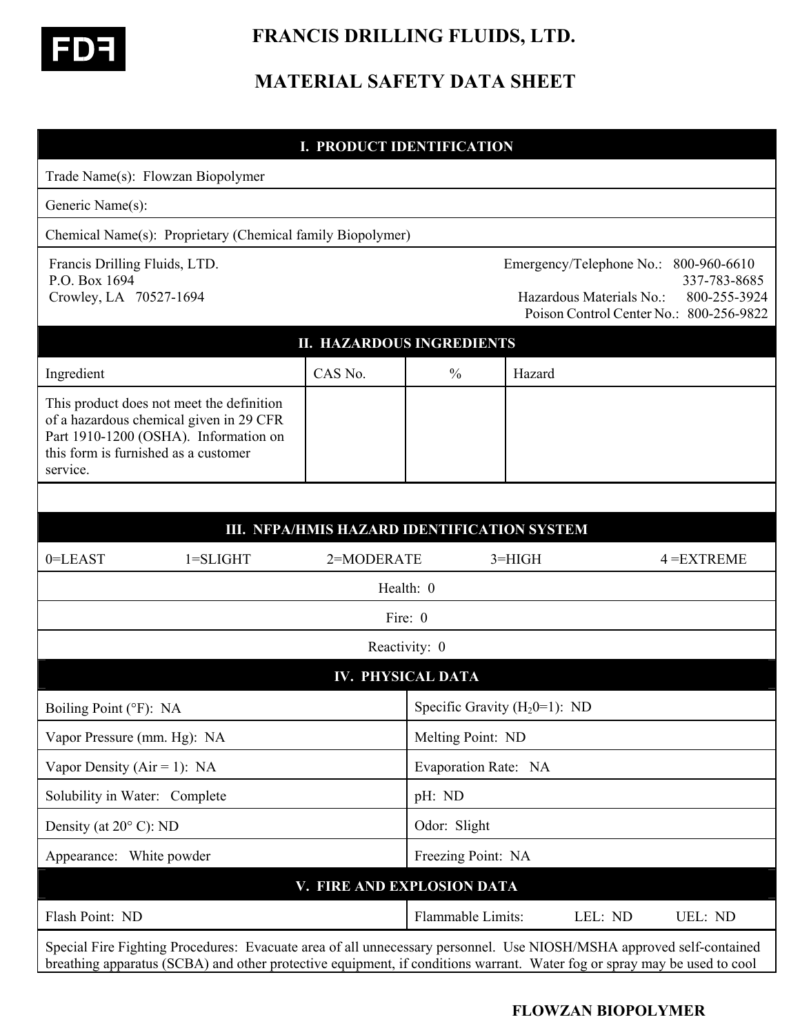FDF

# FRANCIS DRILLING FLUIDS, LTD.

# MATERIAL SAFETY DATA SHEET

## I. PRODUCT IDENTIFICATION

Trade Name(s): Flowzan Biopolymer

Generic Name(s):

Chemical Name(s): Proprietary (Chemical family Biopolymer)

Francis Drilling Fluids, LTD.
P.O. Box 1694
Crowley, LA 70527-1694

Emergency/Telephone No.: 800-960-6610
337-783-8685
Hazardous Materials No.: 800-255-3924
Poison Control Center No.: 800-256-9822

## II. HAZARDOUS INGREDIENTS

| Ingredient | CAS No. | % | Hazard |
|---|---|---|---|
| This product does not meet the definition of a hazardous chemical given in 29 CFR Part 1910-1200 (OSHA). Information on this form is furnished as a customer service. | | | |

## III. NFPA/HMIS HAZARD IDENTIFICATION SYSTEM

0=LEAST 1=SLIGHT 2=MODERATE 3=HIGH 4 =EXTREME

Health: 0

Fire: 0

Reactivity: 0

## IV. PHYSICAL DATA

| | |
|---|---|
| Boiling Point (°F): NA | Specific Gravity ($H_20$=1): ND |
| Vapor Pressure (mm. Hg): NA | Melting Point: ND |
| Vapor Density (Air = 1): NA | Evaporation Rate: NA |
| Solubility in Water: Complete | pH: ND |
| Density (at 20° C): ND | Odor: Slight |
| Appearance: White powder | Freezing Point: NA |

## V. FIRE AND EXPLOSION DATA

| | |
|---|---|
| Flash Point: ND | Flammable Limits: LEL: ND UEL: ND |

Special Fire Fighting Procedures: Evacuate area of all unnecessary personnel. Use NIOSH/MSHA approved self-contained breathing apparatus (SCBA) and other protective equipment, if conditions warrant. Water fog or spray may be used to cool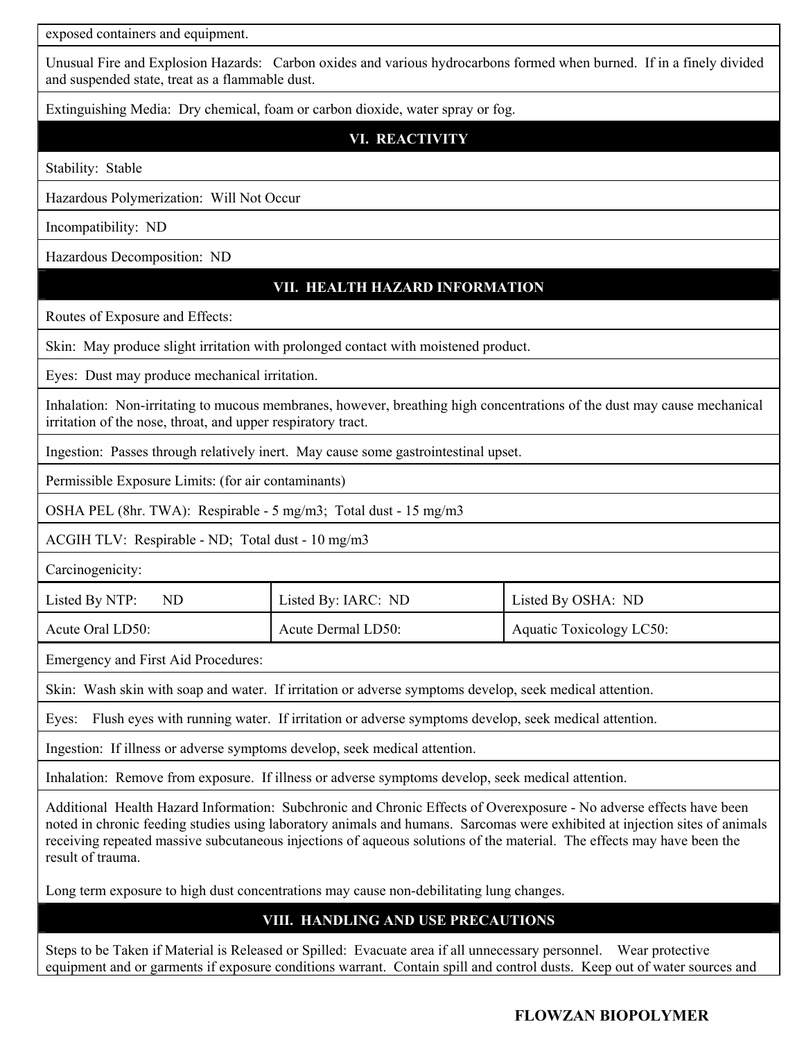exposed containers and equipment.

Unusual Fire and Explosion Hazards: Carbon oxides and various hydrocarbons formed when burned. If in a finely divided and suspended state, treat as a flammable dust.

Extinguishing Media: Dry chemical, foam or carbon dioxide, water spray or fog.

## VI. REACTIVITY

Stability: Stable

Hazardous Polymerization: Will Not Occur

Incompatibility: ND

Hazardous Decomposition: ND

## VII. HEALTH HAZARD INFORMATION

Routes of Exposure and Effects:

Skin: May produce slight irritation with prolonged contact with moistened product.

Eyes: Dust may produce mechanical irritation.

Inhalation: Non-irritating to mucous membranes, however, breathing high concentrations of the dust may cause mechanical irritation of the nose, throat, and upper respiratory tract.

Ingestion: Passes through relatively inert. May cause some gastrointestinal upset.

Permissible Exposure Limits: (for air contaminants)

OSHA PEL (8hr. TWA): Respirable - 5 mg/m3; Total dust - 15 mg/m3

ACGIH TLV: Respirable - ND; Total dust - 10 mg/m3

Carcinogenicity:

| Listed By NTP: ND | Listed By: IARC: ND | Listed By OSHA: ND |
|---|---|---|
| Acute Oral LD50: | Acute Dermal LD50: | Aquatic Toxicology LC50: |

Emergency and First Aid Procedures:

Skin: Wash skin with soap and water. If irritation or adverse symptoms develop, seek medical attention.

Eyes: Flush eyes with running water. If irritation or adverse symptoms develop, seek medical attention.

Ingestion: If illness or adverse symptoms develop, seek medical attention.

Inhalation: Remove from exposure. If illness or adverse symptoms develop, seek medical attention.

Additional Health Hazard Information: Subchronic and Chronic Effects of Overexposure - No adverse effects have been noted in chronic feeding studies using laboratory animals and humans. Sarcomas were exhibited at injection sites of animals receiving repeated massive subcutaneous injections of aqueous solutions of the material. The effects may have been the result of trauma.

Long term exposure to high dust concentrations may cause non-debilitating lung changes.

## VIII. HANDLING AND USE PRECAUTIONS

Steps to be Taken if Material is Released or Spilled: Evacuate area if all unnecessary personnel. Wear protective equipment and or garments if exposure conditions warrant. Contain spill and control dusts. Keep out of water sources and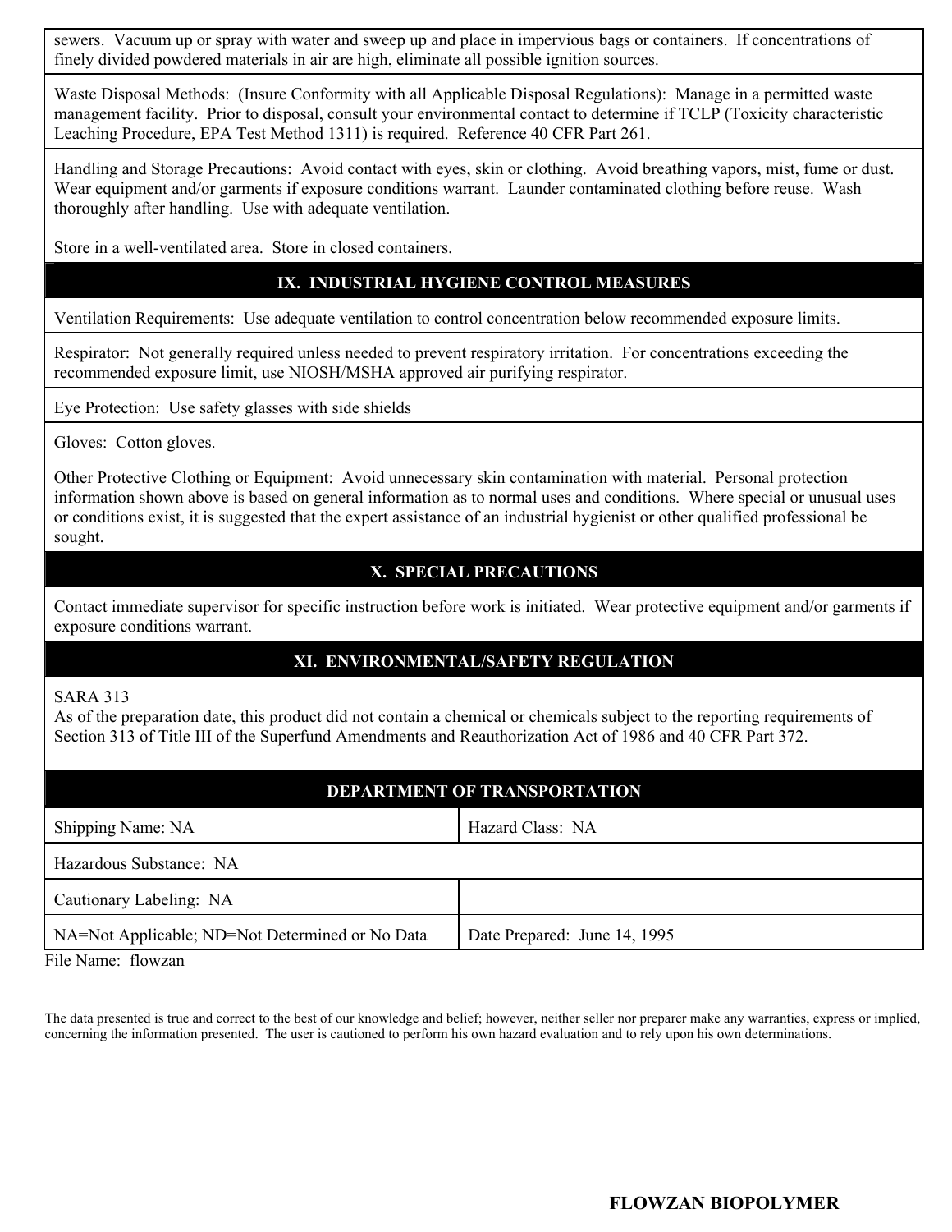sewers. Vacuum up or spray with water and sweep up and place in impervious bags or containers. If concentrations of finely divided powdered materials in air are high, eliminate all possible ignition sources.

Waste Disposal Methods: (Insure Conformity with all Applicable Disposal Regulations): Manage in a permitted waste management facility. Prior to disposal, consult your environmental contact to determine if TCLP (Toxicity characteristic Leaching Procedure, EPA Test Method 1311) is required. Reference 40 CFR Part 261.

Handling and Storage Precautions: Avoid contact with eyes, skin or clothing. Avoid breathing vapors, mist, fume or dust. Wear equipment and/or garments if exposure conditions warrant. Launder contaminated clothing before reuse. Wash thoroughly after handling. Use with adequate ventilation.

Store in a well-ventilated area. Store in closed containers.

## IX. INDUSTRIAL HYGIENE CONTROL MEASURES

Ventilation Requirements: Use adequate ventilation to control concentration below recommended exposure limits.

Respirator: Not generally required unless needed to prevent respiratory irritation. For concentrations exceeding the recommended exposure limit, use NIOSH/MSHA approved air purifying respirator.

Eye Protection: Use safety glasses with side shields

Gloves: Cotton gloves.

Other Protective Clothing or Equipment: Avoid unnecessary skin contamination with material. Personal protection information shown above is based on general information as to normal uses and conditions. Where special or unusual uses or conditions exist, it is suggested that the expert assistance of an industrial hygienist or other qualified professional be sought.

## X. SPECIAL PRECAUTIONS

Contact immediate supervisor for specific instruction before work is initiated. Wear protective equipment and/or garments if exposure conditions warrant.

## XI. ENVIRONMENTAL/SAFETY REGULATION

SARA 313
As of the preparation date, this product did not contain a chemical or chemicals subject to the reporting requirements of Section 313 of Title III of the Superfund Amendments and Reauthorization Act of 1986 and 40 CFR Part 372.

## DEPARTMENT OF TRANSPORTATION

| | |
|---|---|
| Shipping Name: NA | Hazard Class: NA |
| Hazardous Substance: NA | |
| Cautionary Labeling: NA | |
| NA=Not Applicable; ND=Not Determined or No Data | Date Prepared: June 14, 1995 |

File Name: flowzan

The data presented is true and correct to the best of our knowledge and belief; however, neither seller nor preparer make any warranties, express or implied, concerning the information presented. The user is cautioned to perform his own hazard evaluation and to rely upon his own determinations.

**FLOWZAN BIOPOLYMER**